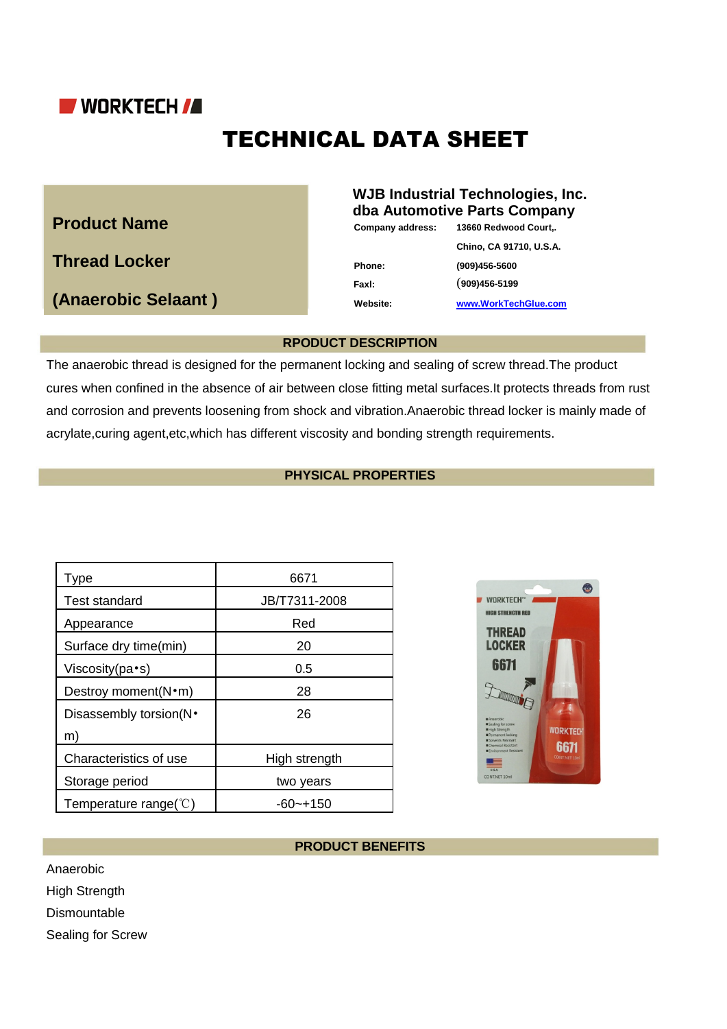WORKTECH

# TECHNICAL DATA SHEET

**Product Name**

**Thread Locker**

**(Anaerobic Selaant )**

**WJB Industrial Technologies, Inc.**
**dba Automotive Parts Company**

| | |
|---|---|
| **Company address:** | **13660 Redwood Court,.** |
| | **Chino, CA 91710, U.S.A.** |
| **Phone:** | **(909)456-5600** |
| **Faxl:** | **(909)456-5199** |
| **Website:** | **www.WorkTechGlue.com** |

## RPODUCT DESCRIPTION

The anaerobic thread is designed for the permanent locking and sealing of screw thread.The product cures when confined in the absence of air between close fitting metal surfaces.It protects threads from rust and corrosion and prevents loosening from shock and vibration.Anaerobic thread locker is mainly made of acrylate,curing agent,etc,which has different viscosity and bonding strength requirements.

## PHYSICAL PROPERTIES

| Type | 6671 |
|---|---|
| Test standard | JB/T7311-2008 |
| Appearance | Red |
| Surface dry time(min) | 20 |
| Viscosity(pa•s) | 0.5 |
| Destroy moment(N•m) | 28 |
| Disassembly torsion(N•m) | 26 |
| Characteristics of use | High strength |
| Storage period | two years |
| Temperature range(℃) | -60~+150 |

## PRODUCT BENEFITS

Anaerobic
High Strength
Dismountable
Sealing for Screw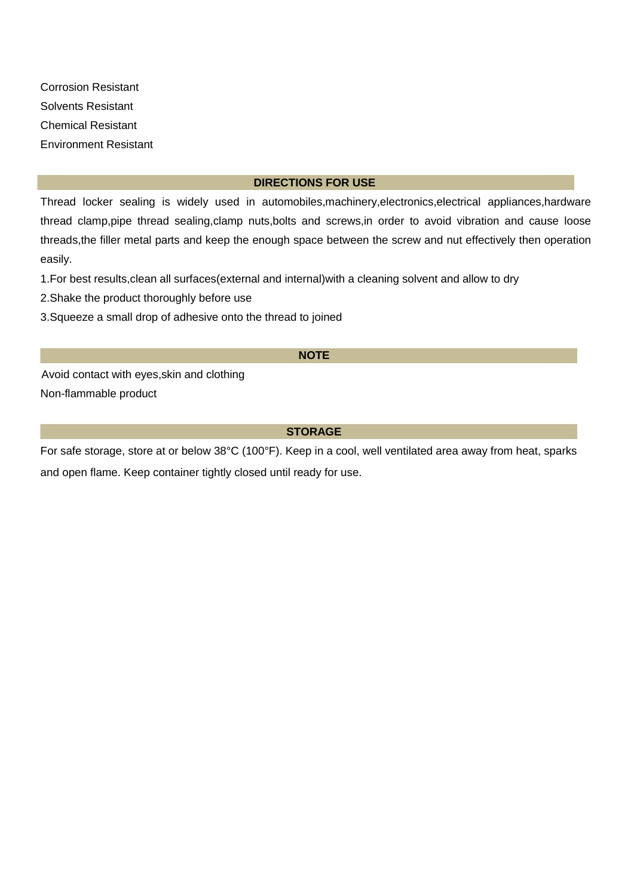Corrosion Resistant

Solvents Resistant

Chemical Resistant

Environment Resistant

## DIRECTIONS FOR USE

Thread locker sealing is widely used in automobiles,machinery,electronics,electrical appliances,hardware thread clamp,pipe thread sealing,clamp nuts,bolts and screws,in order to avoid vibration and cause loose threads,the filler metal parts and keep the enough space between the screw and nut effectively then operation easily.

1.For best results,clean all surfaces(external and internal)with a cleaning solvent and allow to dry

2.Shake the product thoroughly before use

3.Squeeze a small drop of adhesive onto the thread to joined

## NOTE

Avoid contact with eyes,skin and clothing

Non-flammable product

## STORAGE

For safe storage, store at or below 38°C (100°F). Keep in a cool, well ventilated area away from heat, sparks and open flame. Keep container tightly closed until ready for use.